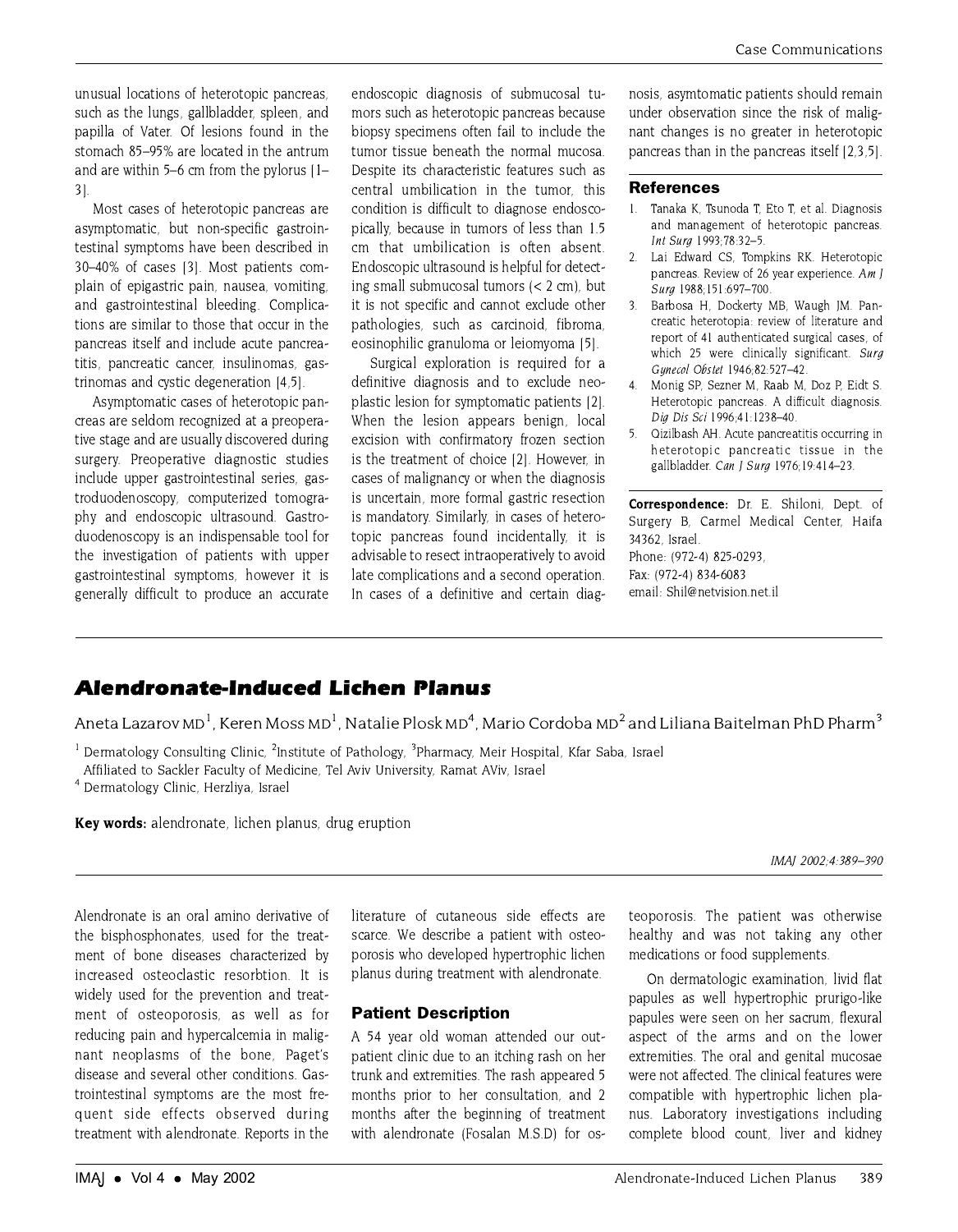unusual locations of heterotopic pancreas, such as the lungs, gallbladder, spleen, and papilla of Vater. Of lesions found in the stomach 85–95% are located in the antrum and are within 5–6 cm from the pylorus [1–3].

Most cases of heterotopic pancreas are asymptomatic, but non-specific gastrointestinal symptoms have been described in 30–40% of cases [3]. Most patients complain of epigastric pain, nausea, vomiting, and gastrointestinal bleeding. Complications are similar to those that occur in the pancreas itself and include acute pancreatitis, pancreatic cancer, insulinomas, gastrinomas and cystic degeneration [4,5].

Asymptomatic cases of heterotopic pancreas are seldom recognized at a preoperative stage and are usually discovered during surgery. Preoperative diagnostic studies include upper gastrointestinal series, gastroduodenoscopy, computerized tomography and endoscopic ultrasound. Gastroduodenoscopy is an indispensable tool for the investigation of patients with upper gastrointestinal symptoms, however it is generally difficult to produce an accurate endoscopic diagnosis of submucosal tumors such as heterotopic pancreas because biopsy specimens often fail to include the tumor tissue beneath the normal mucosa. Despite its characteristic features such as central umbilication in the tumor, this condition is difficult to diagnose endoscopically, because in tumors of less than 1.5 cm that umbilication is often absent. Endoscopic ultrasound is helpful for detecting small submucosal tumors (< 2 cm), but it is not specific and cannot exclude other pathologies, such as carcinoid, fibroma, eosinophilic granuloma or leiomyoma [5].

Surgical exploration is required for a definitive diagnosis and to exclude neoplastic lesion for symptomatic patients [2]. When the lesion appears benign, local excision with confirmatory frozen section is the treatment of choice [2]. However, in cases of malignancy or when the diagnosis is uncertain, more formal gastric resection is mandatory. Similarly, in cases of heterotopic pancreas found incidentally, it is advisable to resect intraoperatively to avoid late complications and a second operation. In cases of a definitive and certain diagnosis, asymtomatic patients should remain under observation since the risk of malignant changes is no greater in heterotopic pancreas than in the pancreas itself [2,3,5].

## References

1. Tanaka K, Tsunoda T, Eto T, et al. Diagnosis and management of heterotopic pancreas. *Int Surg* 1993;78:32–5.
2. Lai Edward CS, Tompkins RK. Heterotopic pancreas. Review of 26 year experience. *Am J Surg* 1988;151:697–700.
3. Barbosa H, Dockerty MB, Waugh JM. Pancreatic heterotopia: review of literature and report of 41 authenticated surgical cases, of which 25 were clinically significant. *Surg Gynecol Obstet* 1946;82:527–42.
4. Monig SP, Sezner M, Raab M, Doz P, Eidt S. Heterotopic pancreas. A difficult diagnosis. *Dig Dis Sci* 1996;41:1238–40.
5. Qizilbash AH. Acute pancreatitis occurring in heterotopic pancreatic tissue in the gallbladder. *Can J Surg* 1976;19:414–23.

**Correspondence:** Dr. E. Shiloni, Dept. of Surgery B, Carmel Medical Center, Haifa 34362, Israel.
Phone: (972-4) 825-0293,
Fax: (972-4) 834-6083
email: Shil@netvision.net.il

# Alendronate-Induced Lichen Planus

Aneta Lazarov MD[1], Keren Moss MD[1], Natalie Plosk MD[4], Mario Cordoba MD[2] and Liliana Baitelman PhD Pharm[3]

[1] Dermatology Consulting Clinic, [2]Institute of Pathology, [3]Pharmacy, Meir Hospital, Kfar Saba, Israel
Affiliated to Sackler Faculty of Medicine, Tel Aviv University, Ramat AViv, Israel
[4] Dermatology Clinic, Herzliya, Israel

**Key words:** alendronate, lichen planus, drug eruption

Alendronate is an oral amino derivative of the bisphosphonates, used for the treatment of bone diseases characterized by increased osteoclastic resorbtion. It is widely used for the prevention and treatment of osteoporosis, as well as for reducing pain and hypercalcemia in malignant neoplasms of the bone, Paget's disease and several other conditions. Gastrointestinal symptoms are the most frequent side effects observed during treatment with alendronate. Reports in the literature of cutaneous side effects are scarce. We describe a patient with osteoporosis who developed hypertrophic lichen planus during treatment with alendronate.

## Patient Description

A 54 year old woman attended our outpatient clinic due to an itching rash on her trunk and extremities. The rash appeared 5 months prior to her consultation, and 2 months after the beginning of treatment with alendronate (Fosalan M.S.D) for osteoporosis. The patient was otherwise healthy and was not taking any other medications or food supplements.

On dermatologic examination, livid flat papules as well hypertrophic prurigo-like papules were seen on her sacrum, flexural aspect of the arms and on the lower extremities. The oral and genital mucosae were not affected. The clinical features were compatible with hypertrophic lichen planus. Laboratory investigations including complete blood count, liver and kidney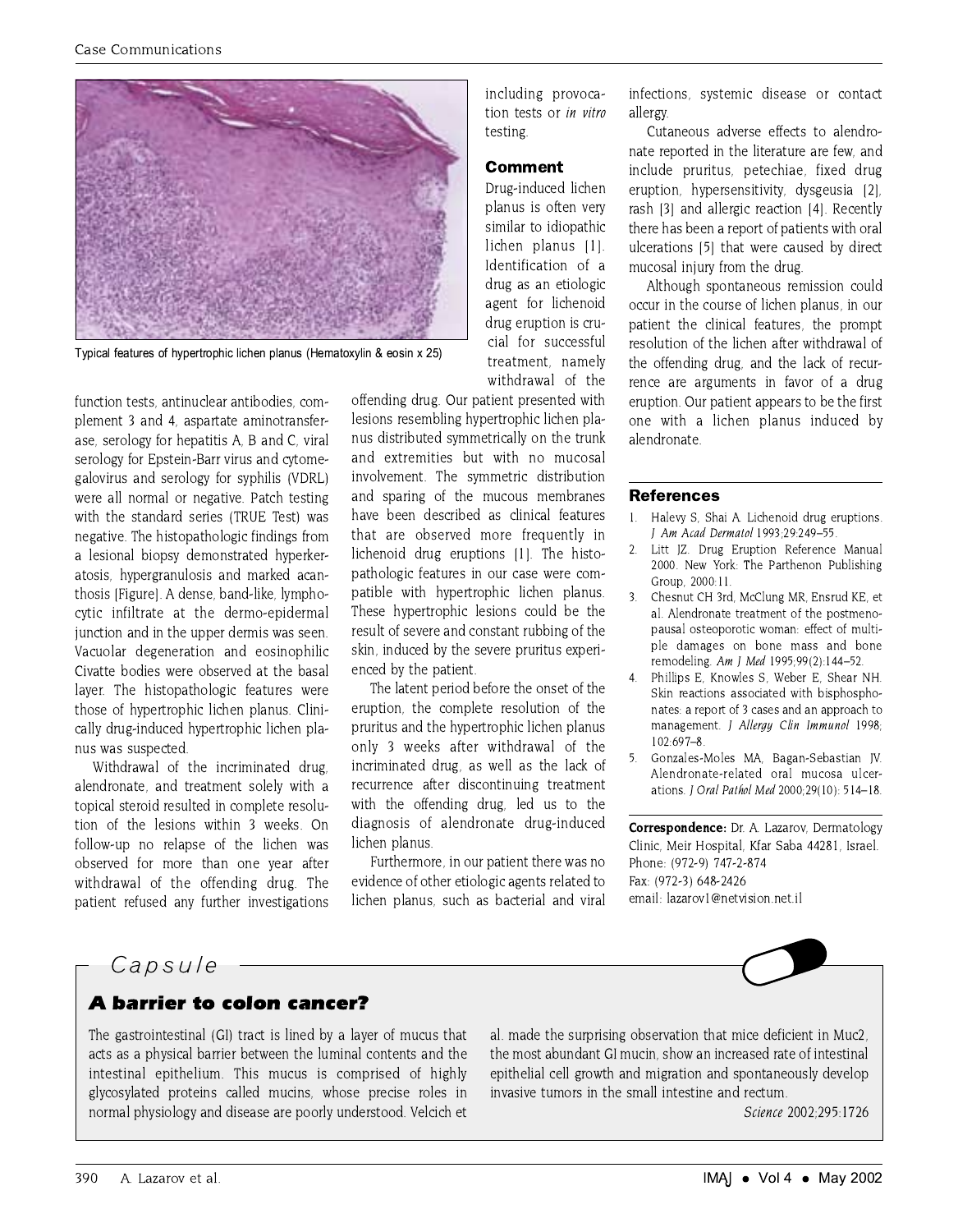Typical features of hypertrophic lichen planus (Hematoxylin & eosin x 25)

function tests, antinuclear antibodies, complement 3 and 4, aspartate aminotransferase, serology for hepatitis A, B and C, viral serology for Epstein-Barr virus and cytomegalovirus and serology for syphilis (VDRL) were all normal or negative. Patch testing with the standard series (TRUE Test) was negative. The histopathologic findings from a lesional biopsy demonstrated hyperkeratosis, hypergranulosis and marked acanthosis [Figure]. A dense, band-like, lymphocytic infiltrate at the dermo-epidermal junction and in the upper dermis was seen. Vacuolar degeneration and eosinophilic Civatte bodies were observed at the basal layer. The histopathologic features were those of hypertrophic lichen planus. Clinically drug-induced hypertrophic lichen planus was suspected.

Withdrawal of the incriminated drug, alendronate, and treatment solely with a topical steroid resulted in complete resolution of the lesions within 3 weeks. On follow-up no relapse of the lichen was observed for more than one year after withdrawal of the offending drug. The patient refused any further investigations including provocation tests or *in vitro* testing.

## Comment

Drug-induced lichen planus is often very similar to idiopathic lichen planus [1]. Identification of a drug as an etiologic agent for lichenoid drug eruption is crucial for successful treatment, namely withdrawal of the offending drug. Our patient presented with lesions resembling hypertrophic lichen planus distributed symmetrically on the trunk and extremities but with no mucosal involvement. The symmetric distribution and sparing of the mucous membranes have been described as clinical features that are observed more frequently in lichenoid drug eruptions [1]. The histopathologic features in our case were compatible with hypertrophic lichen planus. These hypertrophic lesions could be the result of severe and constant rubbing of the skin, induced by the severe pruritus experienced by the patient.

The latent period before the onset of the eruption, the complete resolution of the pruritus and the hypertrophic lichen planus only 3 weeks after withdrawal of the incriminated drug, as well as the lack of recurrence after discontinuing treatment with the offending drug, led us to the diagnosis of alendronate drug-induced lichen planus.

Furthermore, in our patient there was no evidence of other etiologic agents related to lichen planus, such as bacterial and viral infections, systemic disease or contact allergy.

Cutaneous adverse effects to alendronate reported in the literature are few, and include pruritus, petechiae, fixed drug eruption, hypersensitivity, dysgeusia [2], rash [3] and allergic reaction [4]. Recently there has been a report of patients with oral ulcerations [5] that were caused by direct mucosal injury from the drug.

Although spontaneous remission could occur in the course of lichen planus, in our patient the clinical features, the prompt resolution of the lichen after withdrawal of the offending drug, and the lack of recurrence are arguments in favor of a drug eruption. Our patient appears to be the first one with a lichen planus induced by alendronate.

## References

1. Halevy S, Shai A. Lichenoid drug eruptions. *J Am Acad Dermatol* 1993;29:249–55.
2. Litt JZ. Drug Eruption Reference Manual 2000. New York: The Parthenon Publishing Group, 2000:11.
3. Chesnut CH 3rd, McClung MR, Ensrud KE, et al. Alendronate treatment of the postmenopausal osteoporotic woman: effect of multiple damages on bone mass and bone remodeling. *Am J Med* 1995;99(2):144–52.
4. Phillips E, Knowles S, Weber E, Shear NH. Skin reactions associated with bisphosphonates: a report of 3 cases and an approach to management. *J Allergy Clin Immunol* 1998; 102:697–8.
5. Gonzales-Moles MA, Bagan-Sebastian JV. Alendronate-related oral mucosa ulcerations. *J Oral Pathol Med* 2000;29(10): 514–18.

**Correspondence:** Dr. A. Lazarov, Dermatology Clinic, Meir Hospital, Kfar Saba 44281, Israel.
Phone: (972-9) 747-2-874
Fax: (972-3) 648-2426
email: lazarov1@netvision.net.il

---

*Capsule*

### A barrier to colon cancer?

The gastrointestinal (GI) tract is lined by a layer of mucus that acts as a physical barrier between the luminal contents and the intestinal epithelium. This mucus is comprised of highly glycosylated proteins called mucins, whose precise roles in normal physiology and disease are poorly understood. Velcich et al. made the surprising observation that mice deficient in Muc2, the most abundant GI mucin, show an increased rate of intestinal epithelial cell growth and migration and spontaneously develop invasive tumors in the small intestine and rectum.

*Science* 2002;295:1726